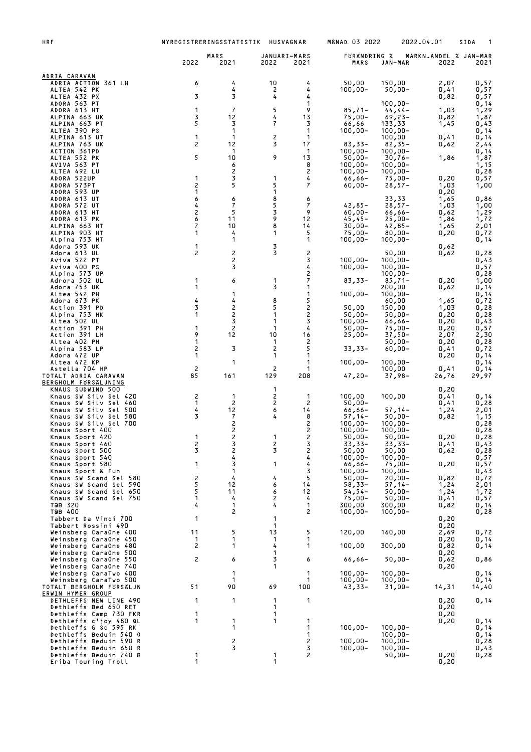HRF NYREGISTRERINGSSTATISTIK HUSVAGNAR MÅNAD 03 2022 2022.04.01

| | MARS | | JANUARI-MARS | | FÖRÄNDRING % | | MARKN.ANDEL % JAN-MAR | |
|---|---|---|---|---|---|---|---|---|
| | 2022 | 2021 | 2022 | 2021 | MARS | JAN-MAR | 2022 | 2021 |
| **ADRIA CARAVAN** | | | | | | | | |
| ADRIA ACTION 361 LH | 6 | 4 | 10 | 4 | 50,00 | 150,00 | 2,07 | 0,57 |
| ALTEA 542 PK | | 4 | 2 | 4 | 100,00- | 50,00- | 0,41 | 0,57 |
| ALTEA 432 PX | 3 | 3 | 4 | 4 | | | 0,82 | 0,57 |
| ADORA 563 PT | | | | 1 | | 100,00- | | 0,14 |
| ADORA 613 HT | 1 | 7 | 5 | 9 | 85,71- | 44,44- | 1,03 | 1,29 |
| ALPINA 663 UK | 3 | 12 | 4 | 13 | 75,00- | 69,23- | 0,82 | 1,87 |
| ALPINA 663 PT | 5 | 3 | 7 | 3 | 66,66 | 133,33 | 1,45 | 0,43 |
| ALTEA 390 PS | | 1 | | 1 | 100,00- | 100,00- | | 0,14 |
| ALPINA 613 UT | 1 | 1 | 2 | 1 | | 100,00 | 0,41 | 0,14 |
| ALPINA 763 UK | 2 | 12 | 3 | 17 | 83,33- | 82,35- | 0,62 | 2,44 |
| ACTION 361PD | | 1 | | 1 | 100,00- | 100,00- | | 0,14 |
| ALTEA 552 PK | 5 | 10 | 9 | 13 | 50,00- | 30,76- | 1,86 | 1,87 |
| AVIVA 563 PT | | 6 | | 8 | 100,00- | 100,00- | | 1,15 |
| ALTEA 492 LU | | 2 | | 2 | 100,00- | 100,00- | | 0,28 |
| ADORA 522UP | 1 | 3 | 1 | 4 | 66,66- | 75,00- | 0,20 | 0,57 |
| ADORA 573PT | 2 | 5 | 5 | 7 | 60,00- | 28,57- | 1,03 | 1,00 |
| ADORA 593 UP | 1 | | 1 | | | | 0,20 | |
| ADORA 613 UT | 6 | 6 | 8 | 6 | | 33,33 | 1,65 | 0,86 |
| ADORA 572 UT | 4 | 7 | 5 | 7 | 42,85- | 28,57- | 1,03 | 1,00 |
| ADORA 613 HT | 2 | 5 | 3 | 9 | 60,00- | 66,66- | 0,62 | 1,29 |
| ADORA 613 PK | 6 | 11 | 9 | 12 | 45,45- | 25,00- | 1,86 | 1,72 |
| ALPINA 663 HT | 7 | 10 | 8 | 14 | 30,00- | 42,85- | 1,65 | 2,01 |
| ALPINA 903 HT | 1 | 4 | 1 | 5 | 75,00- | 80,00- | 0,20 | 0,72 |
| Alpina 753 HT | | 1 | | 1 | 100,00- | 100,00- | | 0,14 |
| Adora 593 UK | 1 | | 3 | | | | 0,62 | |
| Adora 613 UL | 2 | 2 | 3 | 2 | | 50,00 | 0,62 | 0,28 |
| Aviva 522 PT | | 2 | | 3 | 100,00- | 100,00- | | 0,43 |
| Aviva 400 PS | | 3 | | 4 | 100,00- | 100,00- | | 0,57 |
| Alpina 573 UP | | | | 2 | | 100,00- | | 0,28 |
| Adrora 502 UL | 1 | 6 | 1 | 7 | 83,33- | 85,71- | 0,20 | 1,00 |
| Adora 753 UK | 1 | | 3 | 1 | | 200,00 | 0,62 | 0,14 |
| Altea 542 PH | | 1 | | 1 | 100,00- | 100,00- | | 0,14 |
| Adora 673 PK | 4 | 4 | 8 | 5 | | 60,00 | 1,65 | 0,72 |
| Action 391 PD | 3 | 2 | 5 | 2 | 50,00 | 150,00 | 1,03 | 0,28 |
| Alpina 753 HK | 1 | 2 | 1 | 2 | 50,00- | 50,00- | 0,20 | 0,28 |
| Altea 502 UL | | 3 | 1 | 3 | 100,00- | 66,66- | 0,20 | 0,43 |
| Action 391 PH | 1 | 2 | 1 | 4 | 50,00- | 75,00- | 0,20 | 0,57 |
| Action 391 LH | 9 | 12 | 10 | 16 | 25,00- | 37,50- | 2,07 | 2,30 |
| Altea 402 PH | 1 | | 1 | 2 | | 50,00- | 0,20 | 0,28 |
| Alpina 583 LP | 2 | 3 | 2 | 5 | 33,33- | 60,00- | 0,41 | 0,72 |
| Adora 472 UP | 1 | | 1 | 1 | | | 0,20 | 0,14 |
| Altea 472 KP | | 1 | | 1 | 100,00- | 100,00- | | 0,14 |
| Astella 704 HP | 2 | | 2 | 1 | | 100,00 | 0,41 | 0,14 |
| TOTALT ADRIA CARAVAN | 85 | 161 | 129 | 208 | 47,20- | 37,98- | 26,76 | 29,97 |
| **BERGHOLM FÖRSÄLJNING** | | | | | | | | |
| KNAUS SÜDWIND 500 | | | 1 | | | | 0,20 | |
| Knaus SW Silv Sel 420 | 2 | 1 | 2 | 1 | 100,00 | 100,00 | 0,41 | 0,14 |
| Knaus SW Silv Sel 460 | 1 | 2 | 2 | 2 | 50,00- | | 0,41 | 0,28 |
| Knaus SW Silv Sel 500 | 4 | 12 | 6 | 14 | 66,66- | 57,14- | 1,24 | 2,01 |
| Knaus SW Silv Sel 580 | 3 | 7 | 4 | 8 | 57,14- | 50,00- | 0,82 | 1,15 |
| Knaus SW Silv Sel 700 | | 2 | | 2 | 100,00- | 100,00- | | 0,28 |
| Knaus Sport 400 | | 2 | | 2 | 100,00- | 100,00- | | 0,28 |
| Knaus Sport 420 | 1 | 2 | 1 | 2 | 50,00- | 50,00- | 0,20 | 0,28 |
| Knaus Sport 460 | 2 | 3 | 2 | 3 | 33,33- | 33,33- | 0,41 | 0,43 |
| Knaus Sport 500 | 3 | 2 | 3 | 2 | 50,00 | 50,00 | 0,62 | 0,28 |
| Knaus Sport 540 | | 4 | | 4 | 100,00- | 100,00- | | 0,57 |
| Knaus Sport 580 | 1 | 3 | 1 | 4 | 66,66- | 75,00- | 0,20 | 0,57 |
| Knaus Sport & Fun | | 1 | | 3 | 100,00- | 100,00- | | 0,43 |
| Knaus SW Scand Sel 580 | 2 | 4 | 4 | 5 | 50,00- | 20,00- | 0,82 | 0,72 |
| Knaus SW Scand Sel 590 | 5 | 12 | 6 | 14 | 58,33- | 57,14- | 1,24 | 2,01 |
| Knaus SW Scand Sel 650 | 5 | 11 | 6 | 12 | 54,54- | 50,00- | 1,24 | 1,72 |
| Knaus SW Scand Sel 750 | 1 | 4 | 2 | 4 | 75,00- | 50,00- | 0,41 | 0,57 |
| T@B 320 | 4 | 1 | 4 | 1 | 300,00 | 300,00 | 0,82 | 0,14 |
| T@B 400 | | 2 | | 2 | 100,00- | 100,00- | | 0,28 |
| Tabbert Da Vinci 700 | 1 | | 1 | | | | 0,20 | |
| Tabbert Rossini 490 | | | 1 | | | | 0,20 | |
| Weinsberg CaraOne 400 | 11 | 5 | 13 | 5 | 120,00 | 160,00 | 2,69 | 0,72 |
| Weinsberg CaraOne 450 | 1 | 1 | 1 | 1 | | | 0,20 | 0,14 |
| Weinsberg CaraOne 480 | 2 | 1 | 4 | 1 | 100,00 | 300,00 | 0,82 | 0,14 |
| Weinsberg CaraOne 500 | | | 1 | | | | 0,20 | |
| Weinsberg CaraOne 550 | 2 | 6 | 3 | 6 | 66,66- | 50,00- | 0,62 | 0,86 |
| Weinsberg CaraOne 740 | | | 1 | | | | 0,20 | |
| Weinsberg CaraTwo 400 | | 1 | | 1 | 100,00- | 100,00- | | 0,14 |
| Weinsberg CaraTwo 500 | | 1 | | 1 | 100,00- | 100,00- | | 0,14 |
| TOTALT BERGHOLM FÖRSÄLJN | 51 | 90 | 69 | 100 | 43,33- | 31,00- | 14,31 | 14,40 |
| **ERWIN HYMER GROUP** | | | | | | | | |
| DETHLEFFS NEW LINE 490 | 1 | 1 | 1 | 1 | | | 0,20 | 0,14 |
| Dethleffs Bed 650 RET | | | 1 | | | | 0,20 | |
| Dethleffs Camp 730 FKR | 1 | | 1 | | | | 0,20 | |
| Dethleffs c'joy 480 QL | 1 | 1 | 1 | 1 | | | 0,20 | 0,14 |
| Dethleffs G Sc 595 RK | | 1 | | 1 | 100,00- | 100,00- | | 0,14 |
| Dethleffs Beduin 540 Q | | | | 1 | | 100,00- | | 0,14 |
| Dethleffs Beduin 590 R | | 2 | | 2 | 100,00- | 100,00- | | 0,28 |
| Dethleffs Beduin 650 R | | 3 | | 3 | 100,00- | 100,00- | | 0,43 |
| Dethleffs Beduin 740 B | 1 | | 1 | 2 | | 50,00- | 0,20 | 0,28 |
| Eriba Touring Troll | 1 | | 1 | | | | 0,20 | |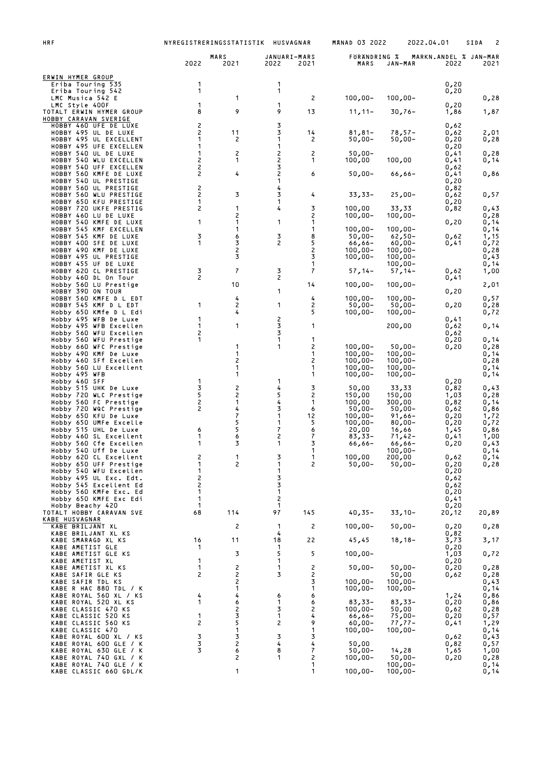| | MARS | | JANUARI-MARS | | FÖRÄNDRING % | | MARKN.ANDEL % JAN-MAR | |
|---|---|---|---|---|---|---|---|---|
| | 2022 | 2021 | 2022 | 2021 | MARS | JAN-MAR | 2022 | 2021 |
| ERWIN HYMER GROUP | | | | | | | | |
| Eriba Touring 535 | 1 | | 1 | | | | 0,20 | |
| Eriba Touring 542 | 1 | | 1 | | | | 0,20 | |
| LMC Musica 542 E | | 1 | | 2 | 100,00- | 100,00- | | 0,28 |
| LMC Style 400F | 1 | | 1 | | | | 0,20 | |
| TOTALT ERWIN HYMER GROUP | 8 | 9 | 9 | 13 | 11,11- | 30,76- | 1,86 | 1,87 |
| HOBBY CARAVAN SVERIGE | | | | | | | | |
| HOBBY 460 UFE DE LUXE | 2 | | 3 | | | | 0,62 | |
| HOBBY 495 UL DE LUXE | 2 | 11 | 3 | 14 | 81,81- | 78,57- | 0,62 | 2,01 |
| HOBBY 495 UL EXCELLENT | 1 | 2 | 1 | 2 | 50,00- | 50,00- | 0,20 | 0,28 |
| HOBBY 495 UFE EXCELLEN | 1 | | 1 | | | | 0,20 | |
| HOBBY 540 UL DE LUXE | 1 | 2 | 2 | 2 | 50,00- | | 0,41 | 0,28 |
| HOBBY 540 WLU EXCELLEN | 2 | 1 | 2 | 1 | 100,00 | 100,00 | 0,41 | 0,14 |
| HOBBY 540 UFF EXCELLEN | 2 | | 3 | | | | 0,62 | |
| HOBBY 560 KMFE DE LUXE | 2 | 4 | 2 | 6 | 50,00- | 66,66- | 0,41 | 0,86 |
| HOBBY 540 UL PRESTIGE | | | 1 | | | | 0,20 | |
| HOBBY 560 UL PRESTIGE | 2 | | 4 | | | | 0,82 | |
| HOBBY 560 WLU PRESTIGE | 2 | 3 | 3 | 4 | 33,33- | 25,00- | 0,62 | 0,57 |
| HOBBY 650 KFU PRESTIGE | 1 | | 1 | | | | 0,20 | |
| HOBBY 720 UKFE PRESTIG | 2 | 1 | 4 | 3 | 100,00 | 33,33 | 0,82 | 0,43 |
| HOBBY 460 LU DE LUXE | | 2 | | 2 | 100,00- | 100,00- | | 0,28 |
| HOBBY 540 KMFE DE LUXE | 1 | 1 | 1 | 1 | | | 0,20 | 0,14 |
| HOBBY 545 KMF EXCELLEN | | 1 | | 1 | 100,00- | 100,00- | | 0,14 |
| HOBBY 545 KMF DE LUXE | 3 | 6 | 3 | 8 | 50,00- | 62,50- | 0,62 | 1,15 |
| HOBBY 400 SFE DE LUXE | 1 | 3 | 2 | 5 | 66,66- | 60,00- | 0,41 | 0,72 |
| HOBBY 490 KMF DE LUXE | | 2 | | 2 | 100,00- | 100,00- | | 0,28 |
| HOBBY 495 UL PRESTIGE | | 3 | | 3 | 100,00- | 100,00- | | 0,43 |
| HOBBY 455 UF DE LUXE | | | | 1 | | 100,00- | | 0,14 |
| HOBBY 620 CL PRESTIGE | 3 | 7 | 3 | 7 | 57,14- | 57,14- | 0,62 | 1,00 |
| Hobby 460 DL On Tour | 2 | | 2 | | | | 0,41 | |
| Hobby 560 LU Prestige | | 10 | | 14 | 100,00- | 100,00- | | 2,01 |
| HOBBY 390 ON TOUR | | | 1 | | | | 0,20 | |
| HOBBY 560 KMFE D L EDT | | 4 | | 4 | 100,00- | 100,00- | | 0,57 |
| HOBBY 545 KMF D L EDT | 1 | 2 | 1 | 2 | 50,00- | 50,00- | 0,20 | 0,28 |
| Hobby 650 KMfe D L Edi | | 4 | | 5 | 100,00- | 100,00- | | 0,72 |
| Hobby 495 WFB De Luxe | 1 | | 2 | | | | 0,41 | |
| Hobby 495 WFB Excellen | 1 | 1 | 3 | 1 | | 200,00 | 0,62 | 0,14 |
| Hobby 560 WFU Excellen | 2 | | 3 | | | | 0,62 | |
| Hobby 560 WFU Prestige | 1 | | 1 | 1 | | | 0,20 | 0,14 |
| Hobby 660 WFC Prestige | | 1 | 1 | 2 | 100,00- | 50,00- | 0,20 | 0,28 |
| Hobby 490 KMF De Luxe | | 1 | | 1 | 100,00- | 100,00- | | 0,14 |
| Hobby 460 SFf Excellen | | 2 | | 2 | 100,00- | 100,00- | | 0,28 |
| Hobby 560 LU Excellent | | 1 | | 1 | 100,00- | 100,00- | | 0,14 |
| Hobby 495 WFB | | 1 | | 1 | 100,00- | 100,00- | | 0,14 |
| Hobby 460 SFF | 1 | | 1 | | | | 0,20 | |
| Hobby 515 UHK De Luxe | 3 | 2 | 4 | 3 | 50,00 | 33,33 | 0,82 | 0,43 |
| Hobby 720 WLC Prestige | 5 | 2 | 5 | 2 | 150,00 | 150,00 | 1,03 | 0,28 |
| Hobby 560 FC Prestige | 2 | 1 | 4 | 1 | 100,00 | 300,00 | 0,82 | 0,14 |
| Hobby 720 WQC Prestige | 2 | 4 | 3 | 6 | 50,00- | 50,00- | 0,62 | 0,86 |
| Hobby 650 KFU De Luxe | | 7 | 1 | 12 | 100,00- | 91,66- | 0,20 | 1,72 |
| Hobby 650 UMFe Excelle | | 5 | 1 | 5 | 100,00- | 80,00- | 0,20 | 0,72 |
| Hobby 515 UHL De Luxe | 6 | 5 | 7 | 6 | 20,00 | 16,66 | 1,45 | 0,86 |
| Hobby 460 SL Excellent | 1 | 6 | 2 | 7 | 83,33- | 71,42- | 0,41 | 1,00 |
| Hobby 560 Cfe Excellen | 1 | 3 | 1 | 3 | 66,66- | 66,66- | 0,20 | 0,43 |
| Hobby 540 Uff De Luxe | | | | 1 | | 100,00- | | 0,14 |
| Hobby 620 CL Excellent | 2 | 1 | 3 | 1 | 100,00 | 200,00 | 0,62 | 0,14 |
| Hobby 650 UFF Prestige | 1 | 2 | 1 | 2 | 50,00- | 50,00- | 0,20 | 0,28 |
| Hobby 540 WFU Excellen | 1 | | 1 | | | | 0,20 | |
| Hobby 495 UL Exc. Edt. | 2 | | 3 | | | | 0,62 | |
| Hobby 545 Excellent Ed | 2 | | 3 | | | | 0,62 | |
| Hobby 560 KMFe Exc. Ed | 1 | | 1 | | | | 0,20 | |
| Hobby 650 KMFE Exc Edi | 1 | | 2 | | | | 0,41 | |
| Hobby Beachy 420 | 1 | | 1 | | | | 0,20 | |
| TOTALT HOBBY CARAVAN SVE | 68 | 114 | 97 | 145 | 40,35- | 33,10- | 20,12 | 20,89 |
| KABE HUSVAGNAR | | | | | | | | |
| KABE BRILJANT XL | | 2 | 1 | 2 | 100,00- | 50,00- | 0,20 | 0,28 |
| KABE BRILJANT XL KS | | | 4 | | | | 0,82 | |
| KABE SMARAGD XL KS | 16 | 11 | 18 | 22 | 45,45 | 18,18- | 3,73 | 3,17 |
| KABE AMETIST GLE | 1 | | 1 | | | | 0,20 | |
| KABE AMETIST GLE KS | | 3 | 5 | 5 | 100,00- | | 1,03 | 0,72 |
| KABE AMETIST XL | 1 | | 1 | | | | 0,20 | |
| KABE AMETIST XL KS | 1 | 2 | 1 | 2 | 50,00- | 50,00- | 0,20 | 0,28 |
| KABE SAFIR GLE KS | 2 | 2 | 3 | 2 | | 50,00 | 0,62 | 0,28 |
| KABE SAFIR TDL KS | | 2 | | 3 | 100,00- | 100,00- | | 0,43 |
| KABE R HAC 880 TDL / K | | 1 | | 1 | 100,00- | 100,00- | | 0,14 |
| KABE ROYAL 560 XL / KS | 4 | 4 | 6 | 6 | | | 1,24 | 0,86 |
| KABE ROYAL 520 XL KS | 1 | 6 | 1 | 6 | 83,33- | 83,33- | 0,20 | 0,86 |
| KABE CLASSIC 470 KS | | 2 | 3 | 2 | 100,00- | 50,00 | 0,62 | 0,28 |
| KABE CLASSIC 520 KS | 1 | 3 | 1 | 4 | 66,66- | 75,00- | 0,20 | 0,57 |
| KABE CLASSIC 560 KS | 2 | 5 | 2 | 9 | 60,00- | 77,77- | 0,41 | 1,29 |
| KABE CLASSIC 470 | | 1 | | 1 | 100,00- | 100,00- | | 0,14 |
| KABE ROYAL 600 XL / KS | 3 | 3 | 3 | 3 | | | 0,62 | 0,43 |
| KABE ROYAL 600 GLE / K | 3 | 2 | 4 | 4 | 50,00 | | 0,82 | 0,57 |
| KABE ROYAL 630 GLE / K | 3 | 6 | 8 | 7 | 50,00- | 14,28 | 1,65 | 1,00 |
| KABE ROYAL 740 GXL / K | | 2 | 1 | 2 | 100,00- | 50,00- | 0,20 | 0,28 |
| KABE ROYAL 740 GLE / K | | | | 1 | | 100,00- | | 0,14 |
| KABE CLASSIC 660 GDL/K | | 1 | | 1 | 100,00- | 100,00- | | 0,14 |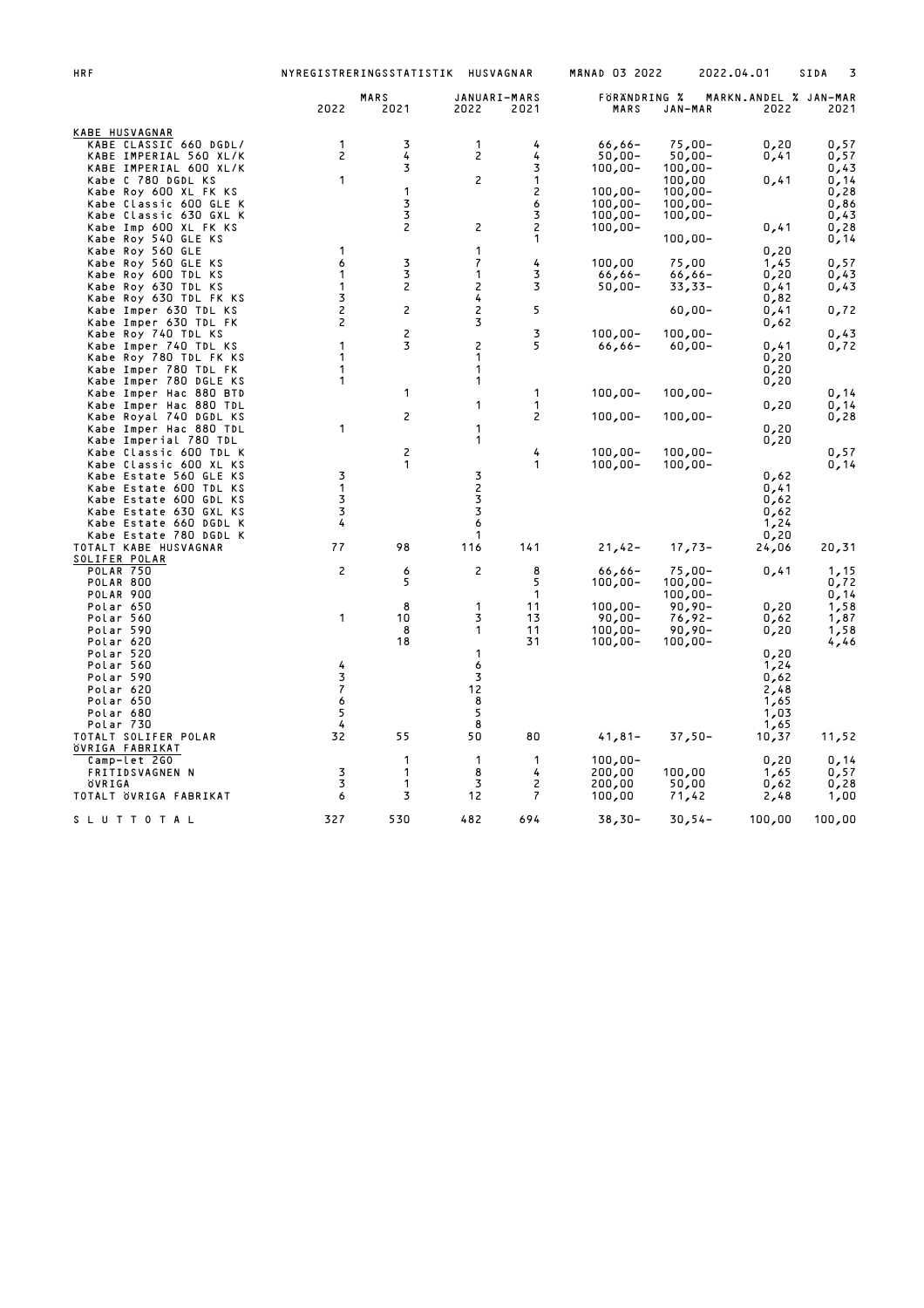| | MARS 2022 | MARS 2021 | JANUARI-MARS 2022 | JANUARI-MARS 2021 | FÖRÄNDRING % MARS | FÖRÄNDRING % JAN-MAR | MARKN.ANDEL % JAN-MAR 2022 | MARKN.ANDEL % JAN-MAR 2021 |
|---|---|---|---|---|---|---|---|---|
| **KABE HUSVAGNAR** | | | | | | | | |
| KABE CLASSIC 660 DGDL/ | 1 | 3 | 1 | 4 | 66,66- | 75,00- | 0,20 | 0,57 |
| KABE IMPERIAL 560 XL/K | 2 | 4 | 2 | 4 | 50,00- | 50,00- | 0,41 | 0,57 |
| KABE IMPERIAL 600 XL/K | | 3 | | 3 | 100,00- | 100,00- | | 0,43 |
| Kabe C 780 DGDL KS | 1 | | 2 | 1 | | 100,00 | 0,41 | 0,14 |
| Kabe Roy 600 XL FK KS | | 1 | | 2 | 100,00- | 100,00- | | 0,28 |
| Kabe Classic 600 GLE K | | 3 | | 6 | 100,00- | 100,00- | | 0,86 |
| Kabe Classic 630 GXL K | | 3 | | 3 | 100,00- | 100,00- | | 0,43 |
| Kabe Imp 600 XL FK KS | | 2 | 2 | 2 | 100,00- | | 0,41 | 0,28 |
| Kabe Roy 540 GLE KS | | | | 1 | | 100,00- | | 0,14 |
| Kabe Roy 560 GLE | 1 | | 1 | | | | 0,20 | |
| Kabe Roy 560 GLE KS | 6 | 3 | 7 | 4 | 100,00 | 75,00 | 1,45 | 0,57 |
| Kabe Roy 600 TDL KS | 1 | 3 | 1 | 3 | 66,66- | 66,66- | 0,20 | 0,43 |
| Kabe Roy 630 TDL KS | 1 | 2 | 2 | 3 | 50,00- | 33,33- | 0,41 | 0,43 |
| Kabe Roy 630 TDL FK KS | 3 | | 4 | | | | 0,82 | |
| Kabe Imper 630 TDL KS | 2 | 2 | 2 | 5 | | 60,00- | 0,41 | 0,72 |
| Kabe Imper 630 TDL FK | 2 | | 3 | | | | 0,62 | |
| Kabe Roy 740 TDL KS | | 2 | | 3 | 100,00- | 100,00- | | 0,43 |
| Kabe Imper 740 TDL KS | 1 | 3 | 2 | 5 | 66,66- | 60,00- | 0,41 | 0,72 |
| Kabe Roy 780 TDL FK KS | 1 | | 1 | | | | 0,20 | |
| Kabe Imper 780 TDL FK | 1 | | 1 | | | | 0,20 | |
| Kabe Imper 780 DGLE KS | 1 | | 1 | | | | 0,20 | |
| Kabe Imper Hac 880 BTD | | 1 | | 1 | 100,00- | 100,00- | | 0,14 |
| Kabe Imper Hac 880 TDL | | | 1 | 1 | | | 0,20 | 0,14 |
| Kabe Royal 740 DGDL KS | | 2 | | 2 | 100,00- | 100,00- | | 0,28 |
| Kabe Imper Hac 880 TDL | 1 | | 1 | | | | 0,20 | |
| Kabe Imperial 780 TDL | | | 1 | | | | 0,20 | |
| Kabe Classic 600 TDL K | | 2 | | 4 | 100,00- | 100,00- | | 0,57 |
| Kabe Classic 600 XL KS | | 1 | | 1 | 100,00- | 100,00- | | 0,14 |
| Kabe Estate 560 GLE KS | 3 | | 3 | | | | 0,62 | |
| Kabe Estate 600 TDL KS | 1 | | 2 | | | | 0,41 | |
| Kabe Estate 600 GDL KS | 3 | | 3 | | | | 0,62 | |
| Kabe Estate 630 GXL KS | 3 | | 3 | | | | 0,62 | |
| Kabe Estate 660 DGDL K | 4 | | 6 | | | | 1,24 | |
| Kabe Estate 780 DGDL K | | | 1 | | | | 0,20 | |
| TOTALT KABE HUSVAGNAR | 77 | 98 | 116 | 141 | 21,42- | 17,73- | 24,06 | 20,31 |
| **SOLIFER POLAR** | | | | | | | | |
| POLAR 750 | 2 | 6 | 2 | 8 | 66,66- | 75,00- | 0,41 | 1,15 |
| POLAR 800 | | 5 | | 5 | 100,00- | 100,00- | | 0,72 |
| POLAR 900 | | | | 1 | | 100,00- | | 0,14 |
| Polar 650 | | 8 | 1 | 11 | 100,00- | 90,90- | 0,20 | 1,58 |
| Polar 560 | 1 | 10 | 3 | 13 | 90,00- | 76,92- | 0,62 | 1,87 |
| Polar 590 | | 8 | 1 | 11 | 100,00- | 90,90- | 0,20 | 1,58 |
| Polar 620 | | 18 | | 31 | 100,00- | 100,00- | | 4,46 |
| Polar 520 | | | 1 | | | | 0,20 | |
| Polar 560 | 4 | | 6 | | | | 1,24 | |
| Polar 590 | 3 | | 3 | | | | 0,62 | |
| Polar 620 | 7 | | 12 | | | | 2,48 | |
| Polar 650 | 6 | | 8 | | | | 1,65 | |
| Polar 680 | 5 | | 5 | | | | 1,03 | |
| Polar 730 | 4 | | 8 | | | | 1,65 | |
| TOTALT SOLIFER POLAR | 32 | 55 | 50 | 80 | 41,81- | 37,50- | 10,37 | 11,52 |
| **ÖVRIGA FABRIKAT** | | | | | | | | |
| Camp-let 2GO | | 1 | 1 | 1 | 100,00- | | 0,20 | 0,14 |
| FRITIDSVAGNEN N | 3 | 1 | 8 | 4 | 200,00 | 100,00 | 1,65 | 0,57 |
| ÖVRIGA | 3 | 1 | 3 | 2 | 200,00 | 50,00 | 0,62 | 0,28 |
| TOTALT ÖVRIGA FABRIKAT | 6 | 3 | 12 | 7 | 100,00 | 71,42 | 2,48 | 1,00 |
| S L U T T O T A L | 327 | 530 | 482 | 694 | 38,30- | 30,54- | 100,00 | 100,00 |